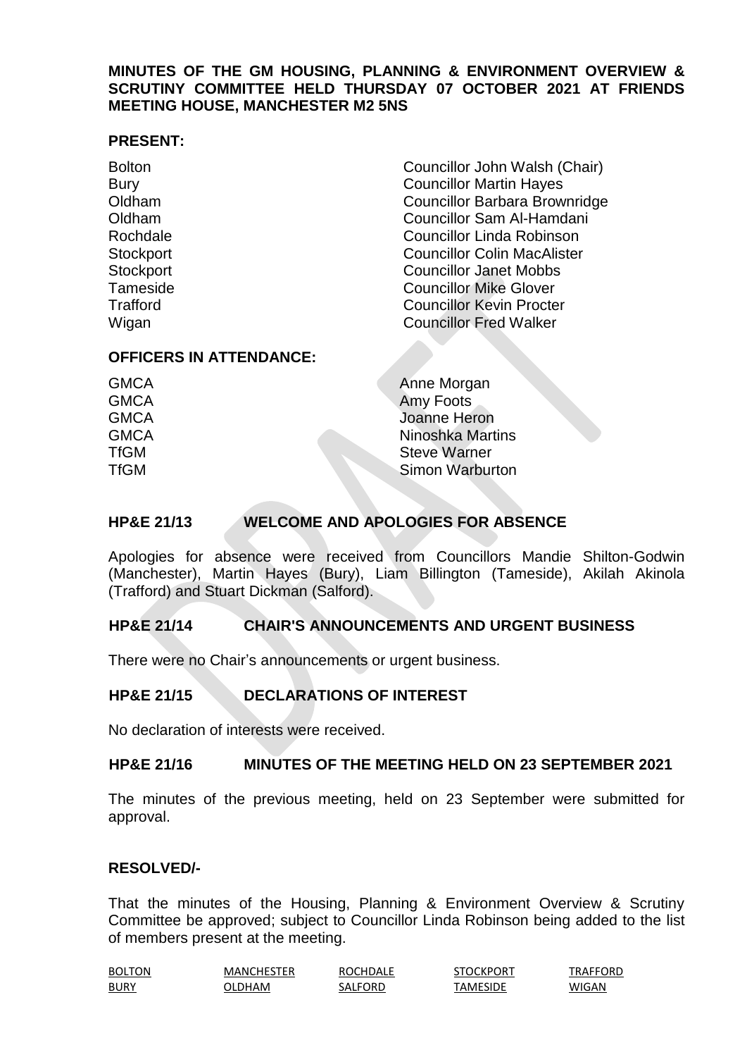**MINUTES OF THE GM HOUSING, PLANNING & ENVIRONMENT OVERVIEW & SCRUTINY COMMITTEE HELD THURSDAY 07 OCTOBER 2021 AT FRIENDS MEETING HOUSE, MANCHESTER M2 5NS**

**PRESENT:**

| | |
|---|---|
| Bolton | Councillor John Walsh (Chair) |
| Bury | Councillor Martin Hayes |
| Oldham | Councillor Barbara Brownridge |
| Oldham | Councillor Sam Al-Hamdani |
| Rochdale | Councillor Linda Robinson |
| Stockport | Councillor Colin MacAlister |
| Stockport | Councillor Janet Mobbs |
| Tameside | Councillor Mike Glover |
| Trafford | Councillor Kevin Procter |
| Wigan | Councillor Fred Walker |

**OFFICERS IN ATTENDANCE:**

| | |
|---|---|
| GMCA | Anne Morgan |
| GMCA | Amy Foots |
| GMCA | Joanne Heron |
| GMCA | Ninoshka Martins |
| TfGM | Steve Warner |
| TfGM | Simon Warburton |

**HP&E 21/13 WELCOME AND APOLOGIES FOR ABSENCE**

Apologies for absence were received from Councillors Mandie Shilton-Godwin (Manchester), Martin Hayes (Bury), Liam Billington (Tameside), Akilah Akinola (Trafford) and Stuart Dickman (Salford).

**HP&E 21/14 CHAIR'S ANNOUNCEMENTS AND URGENT BUSINESS**

There were no Chair's announcements or urgent business.

**HP&E 21/15 DECLARATIONS OF INTEREST**

No declaration of interests were received.

**HP&E 21/16 MINUTES OF THE MEETING HELD ON 23 SEPTEMBER 2021**

The minutes of the previous meeting, held on 23 September were submitted for approval.

**RESOLVED/-**

That the minutes of the Housing, Planning & Environment Overview & Scrutiny Committee be approved; subject to Councillor Linda Robinson being added to the list of members present at the meeting.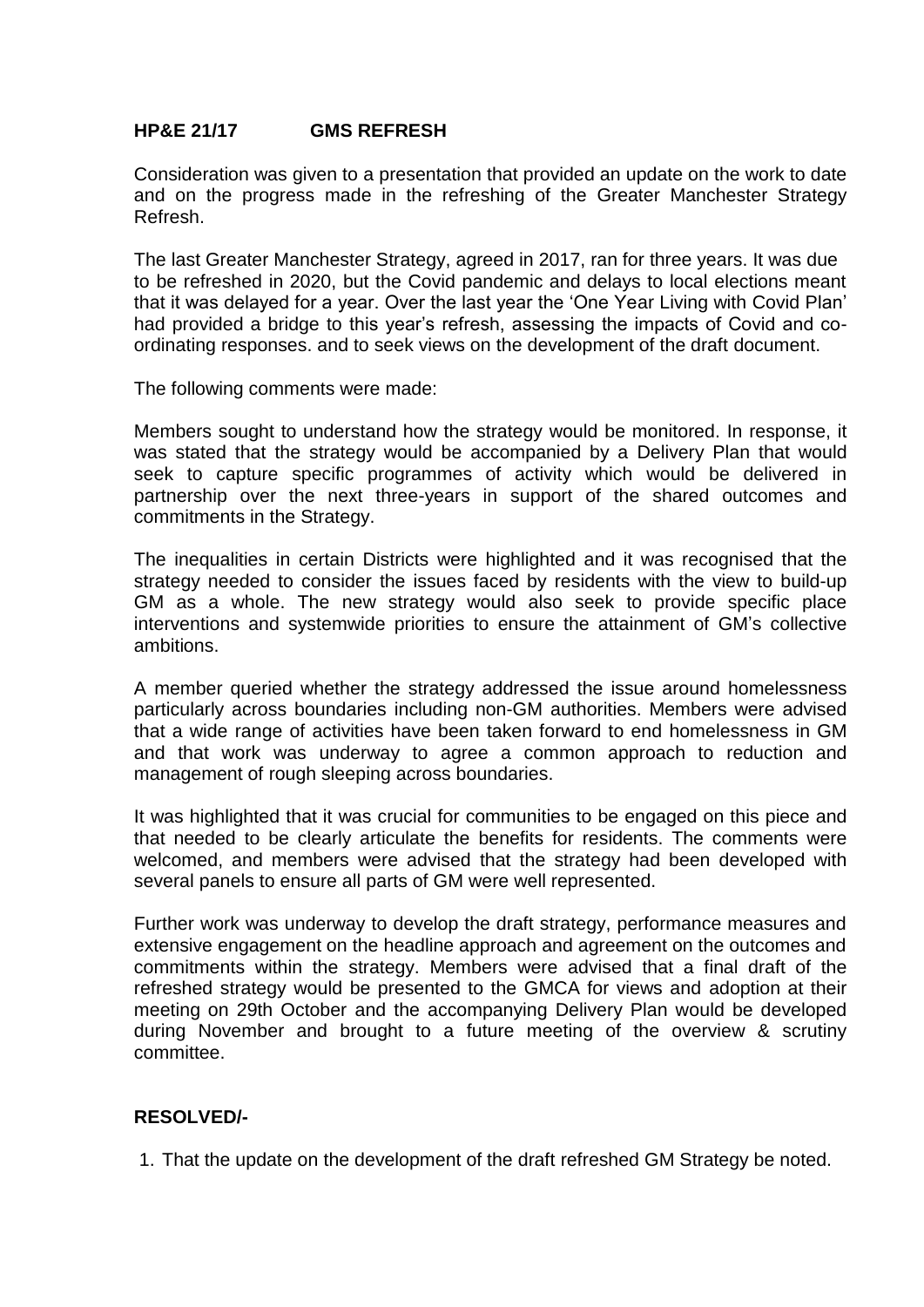**HP&E 21/17 GMS REFRESH**

Consideration was given to a presentation that provided an update on the work to date and on the progress made in the refreshing of the Greater Manchester Strategy Refresh.

The last Greater Manchester Strategy, agreed in 2017, ran for three years. It was due to be refreshed in 2020, but the Covid pandemic and delays to local elections meant that it was delayed for a year. Over the last year the 'One Year Living with Covid Plan' had provided a bridge to this year's refresh, assessing the impacts of Covid and co-ordinating responses. and to seek views on the development of the draft document.

The following comments were made:

Members sought to understand how the strategy would be monitored. In response, it was stated that the strategy would be accompanied by a Delivery Plan that would seek to capture specific programmes of activity which would be delivered in partnership over the next three-years in support of the shared outcomes and commitments in the Strategy.

The inequalities in certain Districts were highlighted and it was recognised that the strategy needed to consider the issues faced by residents with the view to build-up GM as a whole. The new strategy would also seek to provide specific place interventions and systemwide priorities to ensure the attainment of GM's collective ambitions.

A member queried whether the strategy addressed the issue around homelessness particularly across boundaries including non-GM authorities. Members were advised that a wide range of activities have been taken forward to end homelessness in GM and that work was underway to agree a common approach to reduction and management of rough sleeping across boundaries.

It was highlighted that it was crucial for communities to be engaged on this piece and that needed to be clearly articulate the benefits for residents. The comments were welcomed, and members were advised that the strategy had been developed with several panels to ensure all parts of GM were well represented.

Further work was underway to develop the draft strategy, performance measures and extensive engagement on the headline approach and agreement on the outcomes and commitments within the strategy. Members were advised that a final draft of the refreshed strategy would be presented to the GMCA for views and adoption at their meeting on 29th October and the accompanying Delivery Plan would be developed during November and brought to a future meeting of the overview & scrutiny committee.

**RESOLVED/-**

1. That the update on the development of the draft refreshed GM Strategy be noted.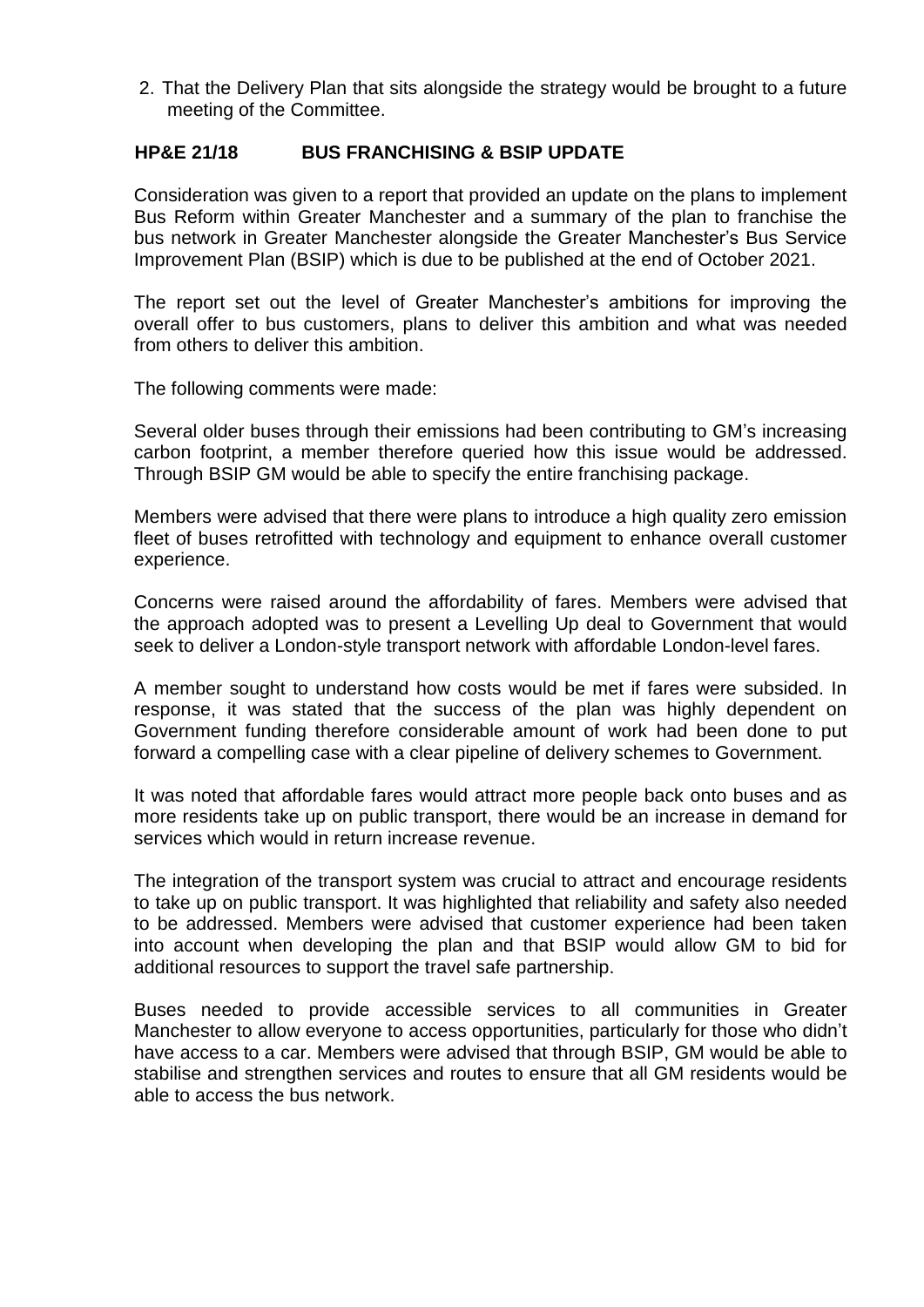2. That the Delivery Plan that sits alongside the strategy would be brought to a future meeting of the Committee.

## HP&E 21/18 BUS FRANCHISING & BSIP UPDATE

Consideration was given to a report that provided an update on the plans to implement Bus Reform within Greater Manchester and a summary of the plan to franchise the bus network in Greater Manchester alongside the Greater Manchester's Bus Service Improvement Plan (BSIP) which is due to be published at the end of October 2021.

The report set out the level of Greater Manchester's ambitions for improving the overall offer to bus customers, plans to deliver this ambition and what was needed from others to deliver this ambition.

The following comments were made:

Several older buses through their emissions had been contributing to GM's increasing carbon footprint, a member therefore queried how this issue would be addressed. Through BSIP GM would be able to specify the entire franchising package.

Members were advised that there were plans to introduce a high quality zero emission fleet of buses retrofitted with technology and equipment to enhance overall customer experience.

Concerns were raised around the affordability of fares. Members were advised that the approach adopted was to present a Levelling Up deal to Government that would seek to deliver a London-style transport network with affordable London-level fares.

A member sought to understand how costs would be met if fares were subsided. In response, it was stated that the success of the plan was highly dependent on Government funding therefore considerable amount of work had been done to put forward a compelling case with a clear pipeline of delivery schemes to Government.

It was noted that affordable fares would attract more people back onto buses and as more residents take up on public transport, there would be an increase in demand for services which would in return increase revenue.

The integration of the transport system was crucial to attract and encourage residents to take up on public transport. It was highlighted that reliability and safety also needed to be addressed. Members were advised that customer experience had been taken into account when developing the plan and that BSIP would allow GM to bid for additional resources to support the travel safe partnership.

Buses needed to provide accessible services to all communities in Greater Manchester to allow everyone to access opportunities, particularly for those who didn't have access to a car. Members were advised that through BSIP, GM would be able to stabilise and strengthen services and routes to ensure that all GM residents would be able to access the bus network.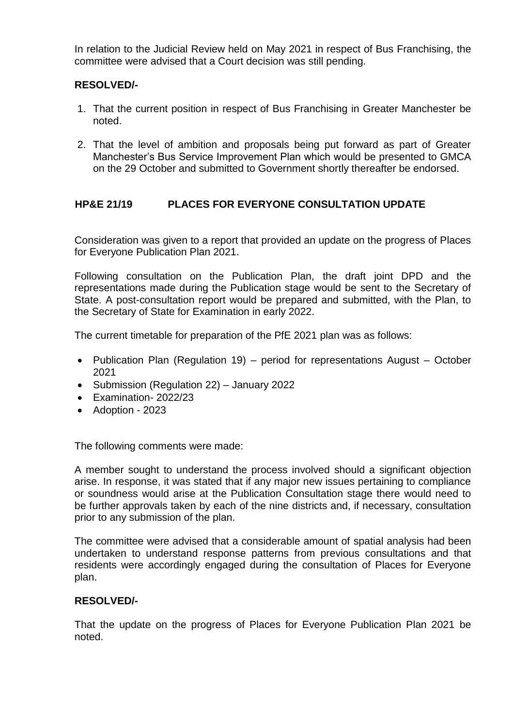In relation to the Judicial Review held on May 2021 in respect of Bus Franchising, the committee were advised that a Court decision was still pending.

**RESOLVED/-**

1. That the current position in respect of Bus Franchising in Greater Manchester be noted.
2. That the level of ambition and proposals being put forward as part of Greater Manchester's Bus Service Improvement Plan which would be presented to GMCA on the 29 October and submitted to Government shortly thereafter be endorsed.

## HP&E 21/19 PLACES FOR EVERYONE CONSULTATION UPDATE

Consideration was given to a report that provided an update on the progress of Places for Everyone Publication Plan 2021.

Following consultation on the Publication Plan, the draft joint DPD and the representations made during the Publication stage would be sent to the Secretary of State. A post-consultation report would be prepared and submitted, with the Plan, to the Secretary of State for Examination in early 2022.

The current timetable for preparation of the PfE 2021 plan was as follows:

- Publication Plan (Regulation 19) – period for representations August – October 2021
- Submission (Regulation 22) – January 2022
- Examination- 2022/23
- Adoption - 2023

The following comments were made:

A member sought to understand the process involved should a significant objection arise. In response, it was stated that if any major new issues pertaining to compliance or soundness would arise at the Publication Consultation stage there would need to be further approvals taken by each of the nine districts and, if necessary, consultation prior to any submission of the plan.

The committee were advised that a considerable amount of spatial analysis had been undertaken to understand response patterns from previous consultations and that residents were accordingly engaged during the consultation of Places for Everyone plan.

**RESOLVED/-**

That the update on the progress of Places for Everyone Publication Plan 2021 be noted.